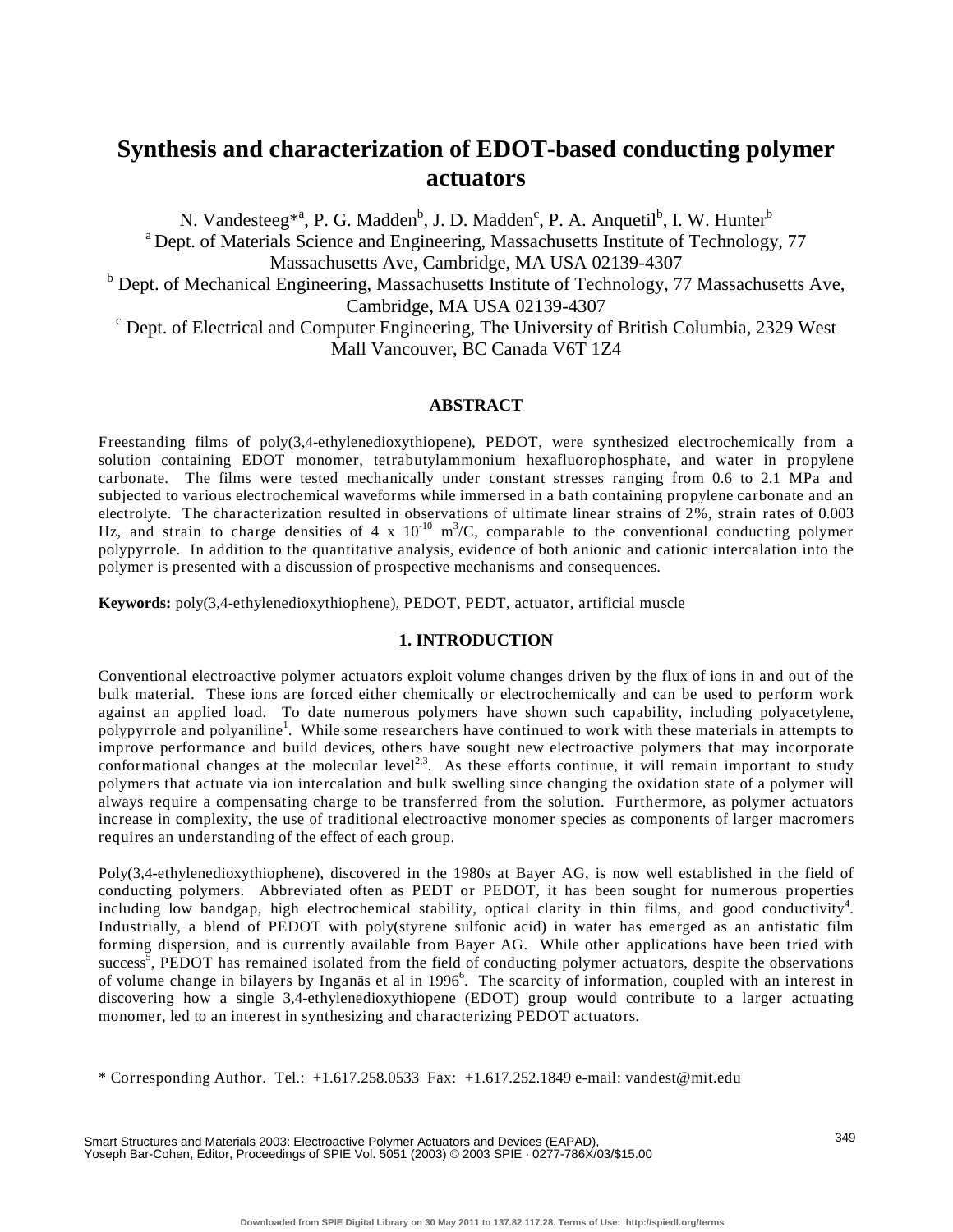# Synthesis and characterization of EDOT-based conducting polymer actuators

N. Vandesteeg*[a], P. G. Madden[b], J. D. Madden[c], P. A. Anquetil[b], I. W. Hunter[b]

[a] Dept. of Materials Science and Engineering, Massachusetts Institute of Technology, 77 Massachusetts Ave, Cambridge, MA USA 02139-4307

[b] Dept. of Mechanical Engineering, Massachusetts Institute of Technology, 77 Massachusetts Ave, Cambridge, MA USA 02139-4307

[c] Dept. of Electrical and Computer Engineering, The University of British Columbia, 2329 West Mall Vancouver, BC Canada V6T 1Z4

## ABSTRACT

Freestanding films of poly(3,4-ethylenedioxythiopene), PEDOT, were synthesized electrochemically from a solution containing EDOT monomer, tetrabutylammonium hexafluorophosphate, and water in propylene carbonate. The films were tested mechanically under constant stresses ranging from 0.6 to 2.1 MPa and subjected to various electrochemical waveforms while immersed in a bath containing propylene carbonate and an electrolyte. The characterization resulted in observations of ultimate linear strains of 2%, strain rates of 0.003 Hz, and strain to charge densities of 4 x $10^{-10}$ $m^3/C$, comparable to the conventional conducting polymer polypyrrole. In addition to the quantitative analysis, evidence of both anionic and cationic intercalation into the polymer is presented with a discussion of prospective mechanisms and consequences.

**Keywords:** poly(3,4-ethylenedioxythiophene), PEDOT, PEDT, actuator, artificial muscle

## 1. INTRODUCTION

Conventional electroactive polymer actuators exploit volume changes driven by the flux of ions in and out of the bulk material. These ions are forced either chemically or electrochemically and can be used to perform work against an applied load. To date numerous polymers have shown such capability, including polyacetylene, polypyrrole and polyaniline[1]. While some researchers have continued to work with these materials in attempts to improve performance and build devices, others have sought new electroactive polymers that may incorporate conformational changes at the molecular level[2,3]. As these efforts continue, it will remain important to study polymers that actuate via ion intercalation and bulk swelling since changing the oxidation state of a polymer will always require a compensating charge to be transferred from the solution. Furthermore, as polymer actuators increase in complexity, the use of traditional electroactive monomer species as components of larger macromers requires an understanding of the effect of each group.

Poly(3,4-ethylenedioxythiophene), discovered in the 1980s at Bayer AG, is now well established in the field of conducting polymers. Abbreviated often as PEDT or PEDOT, it has been sought for numerous properties including low bandgap, high electrochemical stability, optical clarity in thin films, and good conductivity[4]. Industrially, a blend of PEDOT with poly(styrene sulfonic acid) in water has emerged as an antistatic film forming dispersion, and is currently available from Bayer AG. While other applications have been tried with success[5], PEDOT has remained isolated from the field of conducting polymer actuators, despite the observations of volume change in bilayers by Inganäs et al in 1996[6]. The scarcity of information, coupled with an interest in discovering how a single 3,4-ethylenedioxythiopene (EDOT) group would contribute to a larger actuating monomer, led to an interest in synthesizing and characterizing PEDOT actuators.

* Corresponding Author. Tel.: +1.617.258.0533 Fax: +1.617.252.1849 e-mail: vandest@mit.edu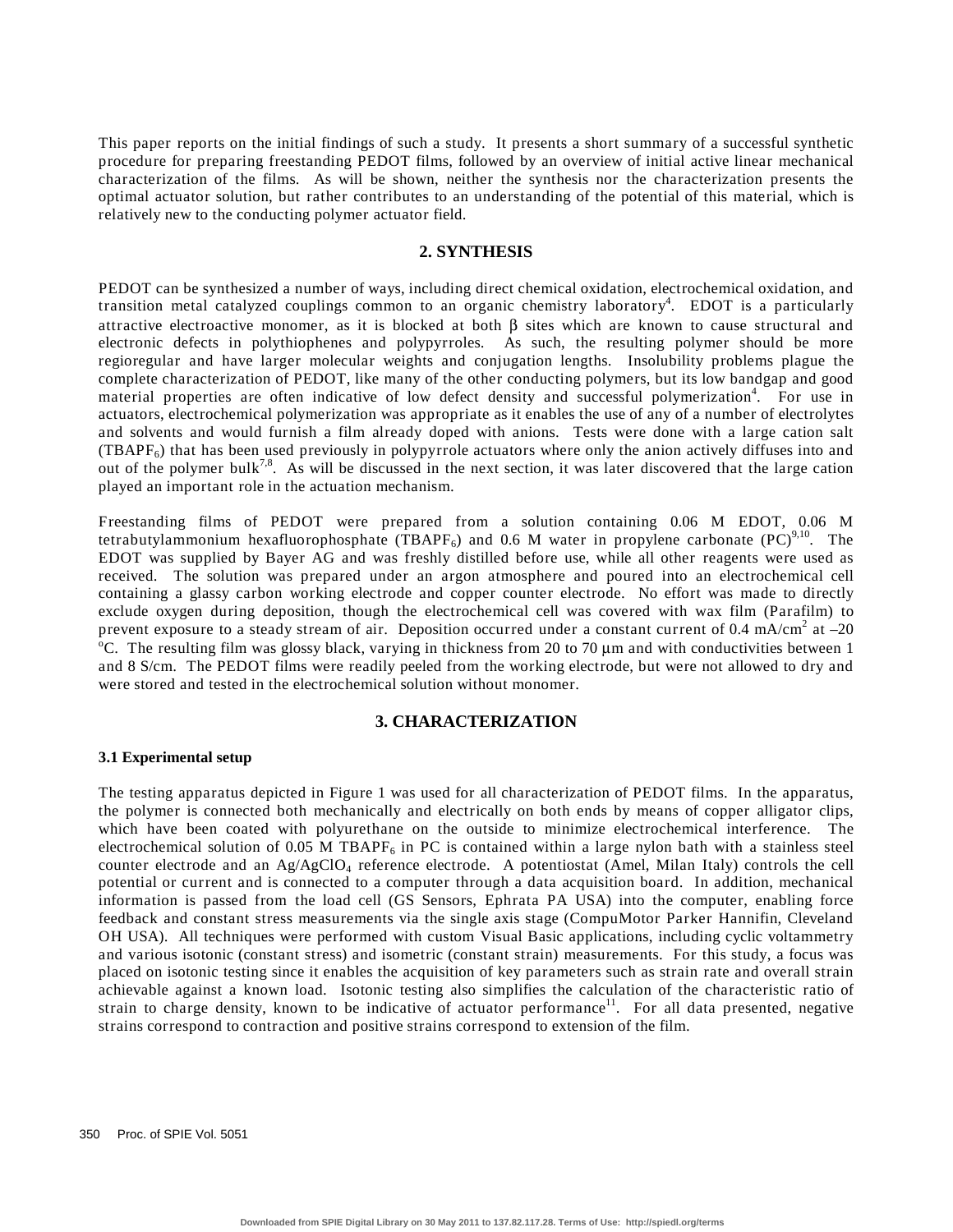This paper reports on the initial findings of such a study. It presents a short summary of a successful synthetic procedure for preparing freestanding PEDOT films, followed by an overview of initial active linear mechanical characterization of the films. As will be shown, neither the synthesis nor the characterization presents the optimal actuator solution, but rather contributes to an understanding of the potential of this material, which is relatively new to the conducting polymer actuator field.

## 2. SYNTHESIS

PEDOT can be synthesized a number of ways, including direct chemical oxidation, electrochemical oxidation, and transition metal catalyzed couplings common to an organic chemistry laboratory[4]. EDOT is a particularly attractive electroactive monomer, as it is blocked at both β sites which are known to cause structural and electronic defects in polythiophenes and polypyrroles. As such, the resulting polymer should be more regioregular and have larger molecular weights and conjugation lengths. Insolubility problems plague the complete characterization of PEDOT, like many of the other conducting polymers, but its low bandgap and good material properties are often indicative of low defect density and successful polymerization[4]. For use in actuators, electrochemical polymerization was appropriate as it enables the use of any of a number of electrolytes and solvents and would furnish a film already doped with anions. Tests were done with a large cation salt ($TBAPF_6$) that has been used previously in polypyrrole actuators where only the anion actively diffuses into and out of the polymer bulk[7,8]. As will be discussed in the next section, it was later discovered that the large cation played an important role in the actuation mechanism.

Freestanding films of PEDOT were prepared from a solution containing 0.06 M EDOT, 0.06 M tetrabutylammonium hexafluorophosphate ($TBAPF_6$) and 0.6 M water in propylene carbonate (PC)[9,10]. The EDOT was supplied by Bayer AG and was freshly distilled before use, while all other reagents were used as received. The solution was prepared under an argon atmosphere and poured into an electrochemical cell containing a glassy carbon working electrode and copper counter electrode. No effort was made to directly exclude oxygen during deposition, though the electrochemical cell was covered with wax film (Parafilm) to prevent exposure to a steady stream of air. Deposition occurred under a constant current of 0.4 mA/cm$^2$ at –20 $^{o}$C. The resulting film was glossy black, varying in thickness from 20 to 70 μm and with conductivities between 1 and 8 S/cm. The PEDOT films were readily peeled from the working electrode, but were not allowed to dry and were stored and tested in the electrochemical solution without monomer.

## 3. CHARACTERIZATION

### 3.1 Experimental setup

The testing apparatus depicted in Figure 1 was used for all characterization of PEDOT films. In the apparatus, the polymer is connected both mechanically and electrically on both ends by means of copper alligator clips, which have been coated with polyurethane on the outside to minimize electrochemical interference. The electrochemical solution of 0.05 M $TBAPF_6$ in PC is contained within a large nylon bath with a stainless steel counter electrode and an $Ag/AgClO_4$ reference electrode. A potentiostat (Amel, Milan Italy) controls the cell potential or current and is connected to a computer through a data acquisition board. In addition, mechanical information is passed from the load cell (GS Sensors, Ephrata PA USA) into the computer, enabling force feedback and constant stress measurements via the single axis stage (CompuMotor Parker Hannifin, Cleveland OH USA). All techniques were performed with custom Visual Basic applications, including cyclic voltammetry and various isotonic (constant stress) and isometric (constant strain) measurements. For this study, a focus was placed on isotonic testing since it enables the acquisition of key parameters such as strain rate and overall strain achievable against a known load. Isotonic testing also simplifies the calculation of the characteristic ratio of strain to charge density, known to be indicative of actuator performance[11]. For all data presented, negative strains correspond to contraction and positive strains correspond to extension of the film.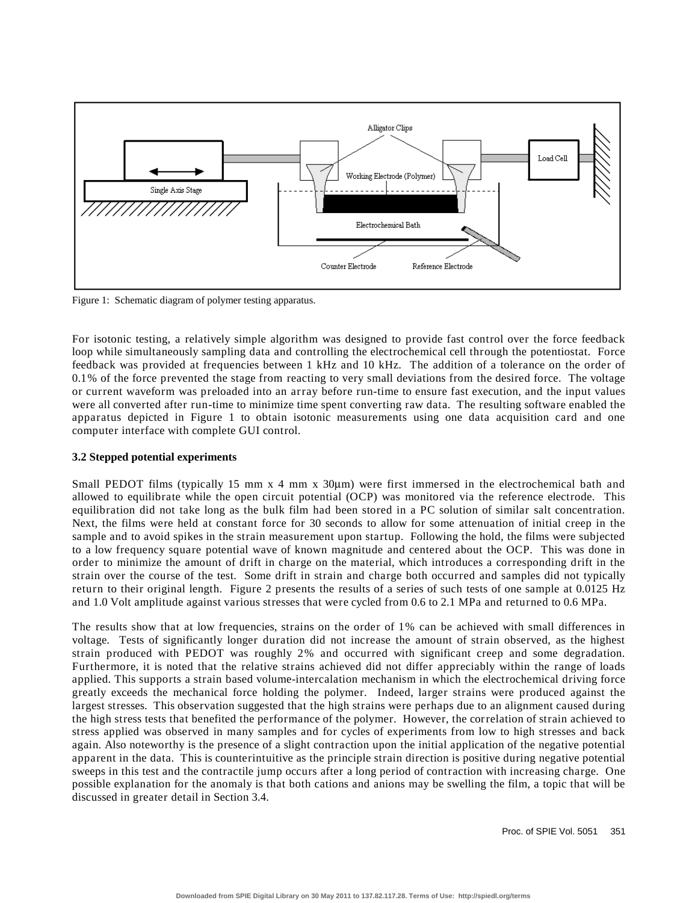Figure 1: Schematic diagram of polymer testing apparatus.

For isotonic testing, a relatively simple algorithm was designed to provide fast control over the force feedback loop while simultaneously sampling data and controlling the electrochemical cell through the potentiostat. Force feedback was provided at frequencies between 1 kHz and 10 kHz. The addition of a tolerance on the order of 0.1% of the force prevented the stage from reacting to very small deviations from the desired force. The voltage or current waveform was preloaded into an array before run-time to ensure fast execution, and the input values were all converted after run-time to minimize time spent converting raw data. The resulting software enabled the apparatus depicted in Figure 1 to obtain isotonic measurements using one data acquisition card and one computer interface with complete GUI control.

### 3.2 Stepped potential experiments

Small PEDOT films (typically 15 mm x 4 mm x 30μm) were first immersed in the electrochemical bath and allowed to equilibrate while the open circuit potential (OCP) was monitored via the reference electrode. This equilibration did not take long as the bulk film had been stored in a PC solution of similar salt concentration. Next, the films were held at constant force for 30 seconds to allow for some attenuation of initial creep in the sample and to avoid spikes in the strain measurement upon startup. Following the hold, the films were subjected to a low frequency square potential wave of known magnitude and centered about the OCP. This was done in order to minimize the amount of drift in charge on the material, which introduces a corresponding drift in the strain over the course of the test. Some drift in strain and charge both occurred and samples did not typically return to their original length. Figure 2 presents the results of a series of such tests of one sample at 0.0125 Hz and 1.0 Volt amplitude against various stresses that were cycled from 0.6 to 2.1 MPa and returned to 0.6 MPa.

The results show that at low frequencies, strains on the order of 1% can be achieved with small differences in voltage. Tests of significantly longer duration did not increase the amount of strain observed, as the highest strain produced with PEDOT was roughly 2% and occurred with significant creep and some degradation. Furthermore, it is noted that the relative strains achieved did not differ appreciably within the range of loads applied. This supports a strain based volume-intercalation mechanism in which the electrochemical driving force greatly exceeds the mechanical force holding the polymer. Indeed, larger strains were produced against the largest stresses. This observation suggested that the high strains were perhaps due to an alignment caused during the high stress tests that benefited the performance of the polymer. However, the correlation of strain achieved to stress applied was observed in many samples and for cycles of experiments from low to high stresses and back again. Also noteworthy is the presence of a slight contraction upon the initial application of the negative potential apparent in the data. This is counterintuitive as the principle strain direction is positive during negative potential sweeps in this test and the contractile jump occurs after a long period of contraction with increasing charge. One possible explanation for the anomaly is that both cations and anions may be swelling the film, a topic that will be discussed in greater detail in Section 3.4.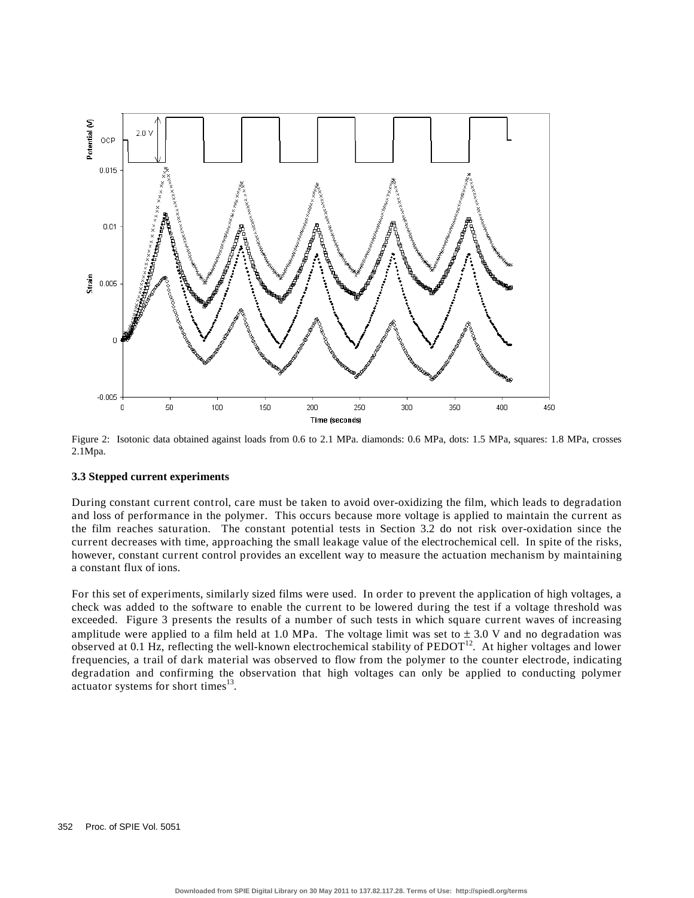Figure 2: Isotonic data obtained against loads from 0.6 to 2.1 MPa. diamonds: 0.6 MPa, dots: 1.5 MPa, squares: 1.8 MPa, crosses 2.1Mpa.

### 3.3 Stepped current experiments

During constant current control, care must be taken to avoid over-oxidizing the film, which leads to degradation and loss of performance in the polymer. This occurs because more voltage is applied to maintain the current as the film reaches saturation. The constant potential tests in Section 3.2 do not risk over-oxidation since the current decreases with time, approaching the small leakage value of the electrochemical cell. In spite of the risks, however, constant current control provides an excellent way to measure the actuation mechanism by maintaining a constant flux of ions.

For this set of experiments, similarly sized films were used. In order to prevent the application of high voltages, a check was added to the software to enable the current to be lowered during the test if a voltage threshold was exceeded. Figure 3 presents the results of a number of such tests in which square current waves of increasing amplitude were applied to a film held at 1.0 MPa. The voltage limit was set to $\pm$ 3.0 V and no degradation was observed at 0.1 Hz, reflecting the well-known electrochemical stability of PEDOT[12]. At higher voltages and lower frequencies, a trail of dark material was observed to flow from the polymer to the counter electrode, indicating degradation and confirming the observation that high voltages can only be applied to conducting polymer actuator systems for short times[13].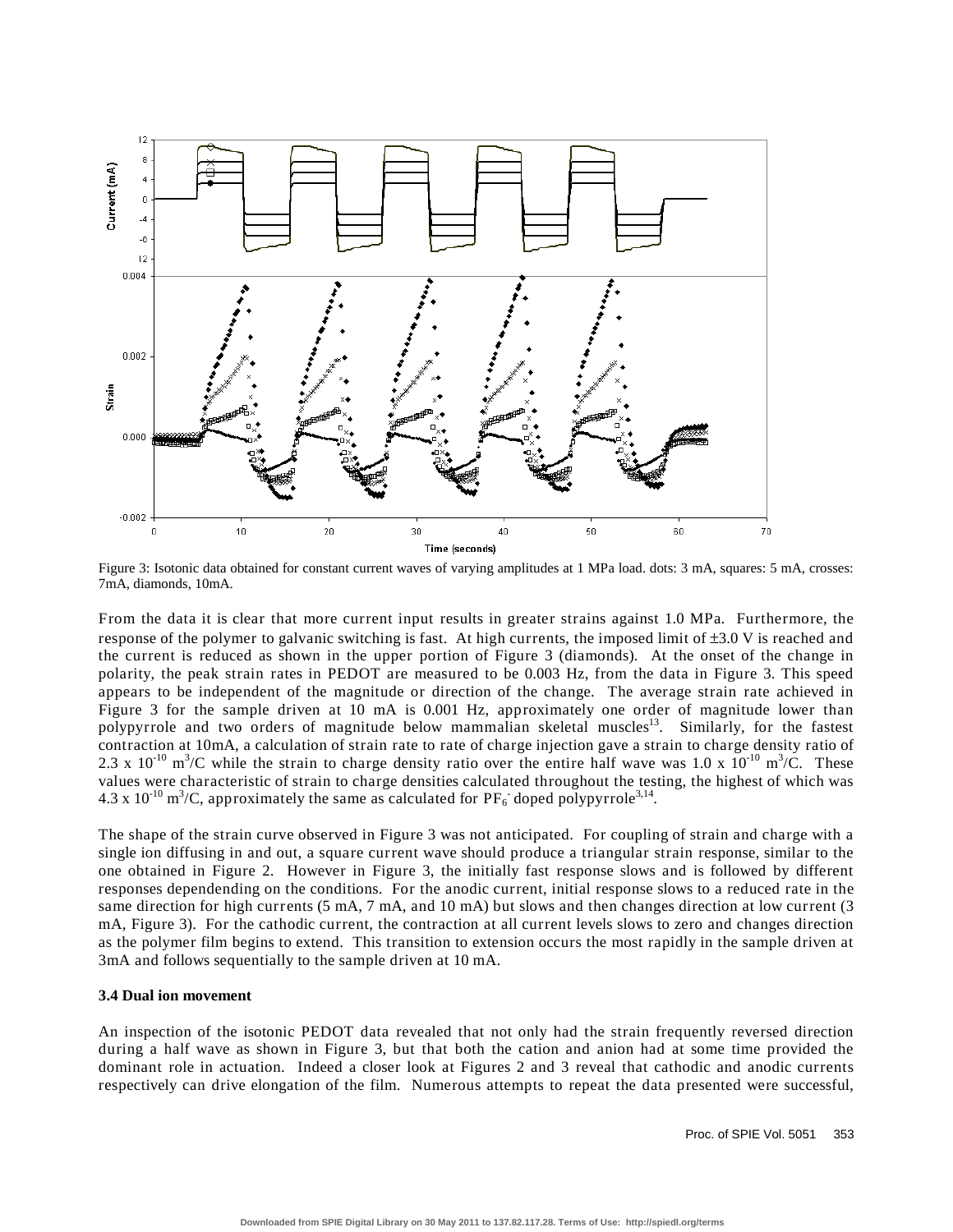Figure 3: Isotonic data obtained for constant current waves of varying amplitudes at 1 MPa load. dots: 3 mA, squares: 5 mA, crosses: 7mA, diamonds, 10mA.

From the data it is clear that more current input results in greater strains against 1.0 MPa. Furthermore, the response of the polymer to galvanic switching is fast. At high currents, the imposed limit of ±3.0 V is reached and the current is reduced as shown in the upper portion of Figure 3 (diamonds). At the onset of the change in polarity, the peak strain rates in PEDOT are measured to be 0.003 Hz, from the data in Figure 3. This speed appears to be independent of the magnitude or direction of the change. The average strain rate achieved in Figure 3 for the sample driven at 10 mA is 0.001 Hz, approximately one order of magnitude lower than polypyrrole and two orders of magnitude below mammalian skeletal muscles[13]. Similarly, for the fastest contraction at 10mA, a calculation of strain rate to rate of charge injection gave a strain to charge density ratio of $2.3 \times 10^{-10}$ $m^3/C$ while the strain to charge density ratio over the entire half wave was $1.0 \times 10^{-10}$ $m^3/C$. These values were characteristic of strain to charge densities calculated throughout the testing, the highest of which was $4.3 \times 10^{-10}$ $m^3/C$, approximately the same as calculated for $PF_6^-$ doped polypyrrole[3,14].

The shape of the strain curve observed in Figure 3 was not anticipated. For coupling of strain and charge with a single ion diffusing in and out, a square current wave should produce a triangular strain response, similar to the one obtained in Figure 2. However in Figure 3, the initially fast response slows and is followed by different responses dependending on the conditions. For the anodic current, initial response slows to a reduced rate in the same direction for high currents (5 mA, 7 mA, and 10 mA) but slows and then changes direction at low current (3 mA, Figure 3). For the cathodic current, the contraction at all current levels slows to zero and changes direction as the polymer film begins to extend. This transition to extension occurs the most rapidly in the sample driven at 3mA and follows sequentially to the sample driven at 10 mA.

### 3.4 Dual ion movement

An inspection of the isotonic PEDOT data revealed that not only had the strain frequently reversed direction during a half wave as shown in Figure 3, but that both the cation and anion had at some time provided the dominant role in actuation. Indeed a closer look at Figures 2 and 3 reveal that cathodic and anodic currents respectively can drive elongation of the film. Numerous attempts to repeat the data presented were successful,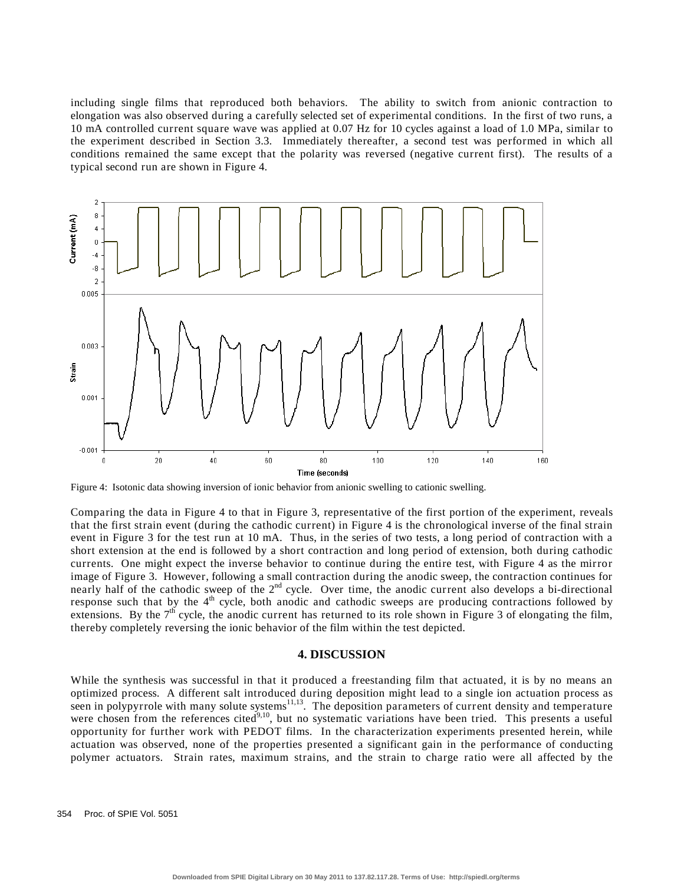including single films that reproduced both behaviors. The ability to switch from anionic contraction to elongation was also observed during a carefully selected set of experimental conditions. In the first of two runs, a 10 mA controlled current square wave was applied at 0.07 Hz for 10 cycles against a load of 1.0 MPa, similar to the experiment described in Section 3.3. Immediately thereafter, a second test was performed in which all conditions remained the same except that the polarity was reversed (negative current first). The results of a typical second run are shown in Figure 4.

Figure 4: Isotonic data showing inversion of ionic behavior from anionic swelling to cationic swelling.

Comparing the data in Figure 4 to that in Figure 3, representative of the first portion of the experiment, reveals that the first strain event (during the cathodic current) in Figure 4 is the chronological inverse of the final strain event in Figure 3 for the test run at 10 mA. Thus, in the series of two tests, a long period of contraction with a short extension at the end is followed by a short contraction and long period of extension, both during cathodic currents. One might expect the inverse behavior to continue during the entire test, with Figure 4 as the mirror image of Figure 3. However, following a small contraction during the anodic sweep, the contraction continues for nearly half of the cathodic sweep of the 2nd cycle. Over time, the anodic current also develops a bi-directional response such that by the 4th cycle, both anodic and cathodic sweeps are producing contractions followed by extensions. By the 7th cycle, the anodic current has returned to its role shown in Figure 3 of elongating the film, thereby completely reversing the ionic behavior of the film within the test depicted.

## 4. DISCUSSION

While the synthesis was successful in that it produced a freestanding film that actuated, it is by no means an optimized process. A different salt introduced during deposition might lead to a single ion actuation process as seen in polypyrrole with many solute systems[11,13]. The deposition parameters of current density and temperature were chosen from the references cited[9,10], but no systematic variations have been tried. This presents a useful opportunity for further work with PEDOT films. In the characterization experiments presented herein, while actuation was observed, none of the properties presented a significant gain in the performance of conducting polymer actuators. Strain rates, maximum strains, and the strain to charge ratio were all affected by the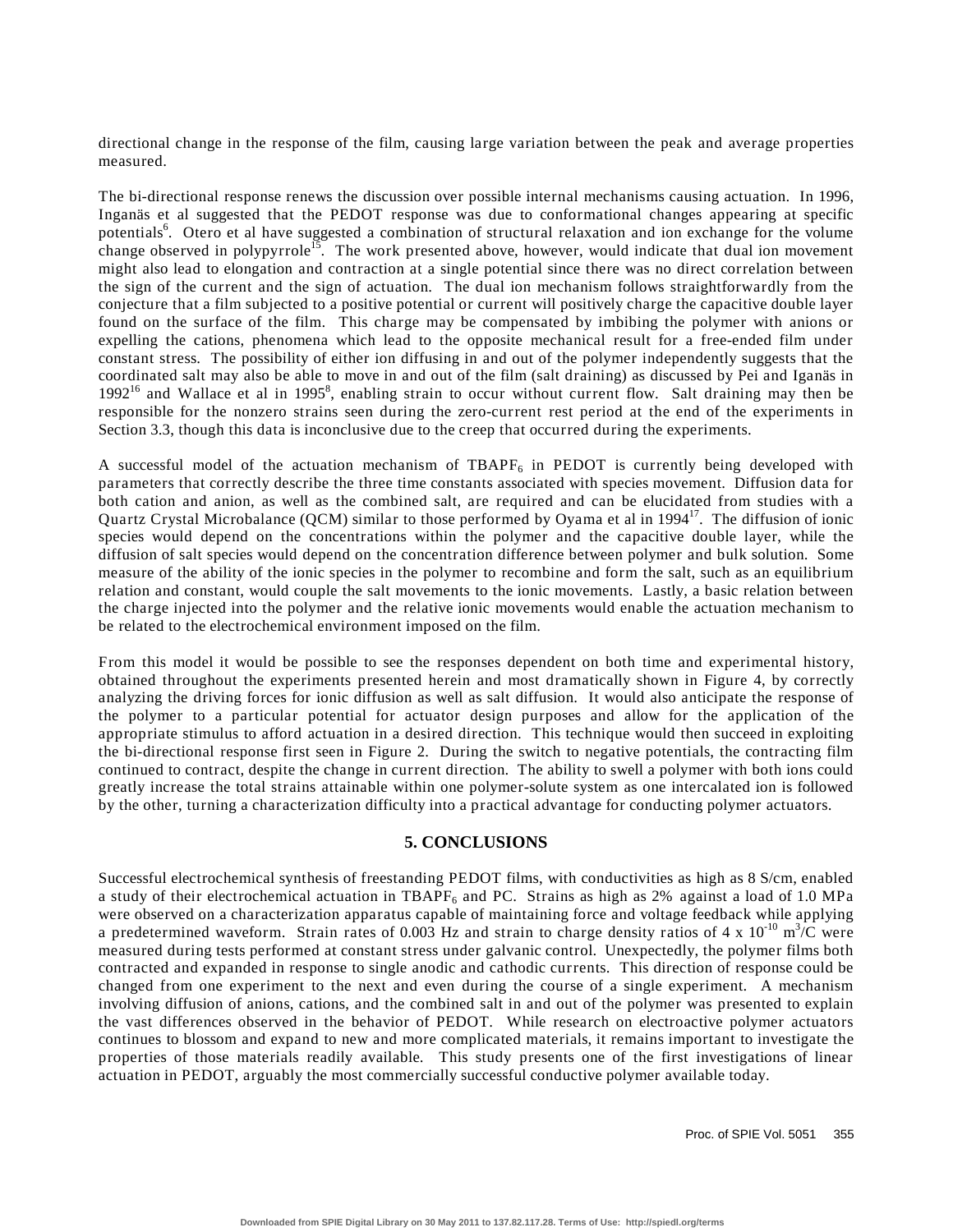directional change in the response of the film, causing large variation between the peak and average properties measured.

The bi-directional response renews the discussion over possible internal mechanisms causing actuation. In 1996, Inganäs et al suggested that the PEDOT response was due to conformational changes appearing at specific potentials[6]. Otero et al have suggested a combination of structural relaxation and ion exchange for the volume change observed in polypyrrole[15]. The work presented above, however, would indicate that dual ion movement might also lead to elongation and contraction at a single potential since there was no direct correlation between the sign of the current and the sign of actuation. The dual ion mechanism follows straightforwardly from the conjecture that a film subjected to a positive potential or current will positively charge the capacitive double layer found on the surface of the film. This charge may be compensated by imbibing the polymer with anions or expelling the cations, phenomena which lead to the opposite mechanical result for a free-ended film under constant stress. The possibility of either ion diffusing in and out of the polymer independently suggests that the coordinated salt may also be able to move in and out of the film (salt draining) as discussed by Pei and Iganäs in 1992[16] and Wallace et al in 1995[8], enabling strain to occur without current flow. Salt draining may then be responsible for the nonzero strains seen during the zero-current rest period at the end of the experiments in Section 3.3, though this data is inconclusive due to the creep that occurred during the experiments.

A successful model of the actuation mechanism of $TBAPF_6$ in PEDOT is currently being developed with parameters that correctly describe the three time constants associated with species movement. Diffusion data for both cation and anion, as well as the combined salt, are required and can be elucidated from studies with a Quartz Crystal Microbalance (QCM) similar to those performed by Oyama et al in 1994[17]. The diffusion of ionic species would depend on the concentrations within the polymer and the capacitive double layer, while the diffusion of salt species would depend on the concentration difference between polymer and bulk solution. Some measure of the ability of the ionic species in the polymer to recombine and form the salt, such as an equilibrium relation and constant, would couple the salt movements to the ionic movements. Lastly, a basic relation between the charge injected into the polymer and the relative ionic movements would enable the actuation mechanism to be related to the electrochemical environment imposed on the film.

From this model it would be possible to see the responses dependent on both time and experimental history, obtained throughout the experiments presented herein and most dramatically shown in Figure 4, by correctly analyzing the driving forces for ionic diffusion as well as salt diffusion. It would also anticipate the response of the polymer to a particular potential for actuator design purposes and allow for the application of the appropriate stimulus to afford actuation in a desired direction. This technique would then succeed in exploiting the bi-directional response first seen in Figure 2. During the switch to negative potentials, the contracting film continued to contract, despite the change in current direction. The ability to swell a polymer with both ions could greatly increase the total strains attainable within one polymer-solute system as one intercalated ion is followed by the other, turning a characterization difficulty into a practical advantage for conducting polymer actuators.

## 5. CONCLUSIONS

Successful electrochemical synthesis of freestanding PEDOT films, with conductivities as high as 8 S/cm, enabled a study of their electrochemical actuation in $TBAPF_6$ and PC. Strains as high as 2% against a load of 1.0 MPa were observed on a characterization apparatus capable of maintaining force and voltage feedback while applying a predetermined waveform. Strain rates of 0.003 Hz and strain to charge density ratios of $4 \times 10^{-10}$ $m^3/C$ were measured during tests performed at constant stress under galvanic control. Unexpectedly, the polymer films both contracted and expanded in response to single anodic and cathodic currents. This direction of response could be changed from one experiment to the next and even during the course of a single experiment. A mechanism involving diffusion of anions, cations, and the combined salt in and out of the polymer was presented to explain the vast differences observed in the behavior of PEDOT. While research on electroactive polymer actuators continues to blossom and expand to new and more complicated materials, it remains important to investigate the properties of those materials readily available. This study presents one of the first investigations of linear actuation in PEDOT, arguably the most commercially successful conductive polymer available today.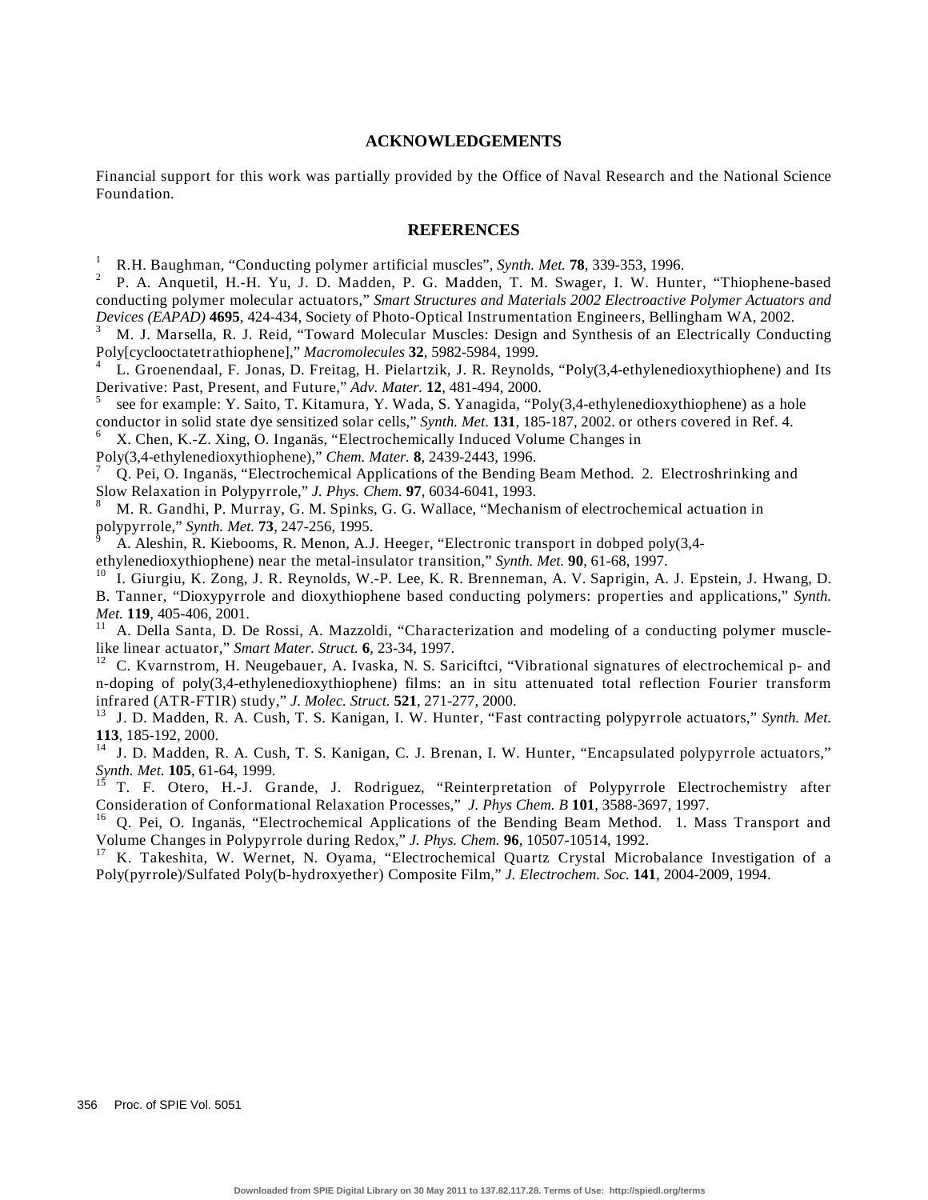## ACKNOWLEDGEMENTS

Financial support for this work was partially provided by the Office of Naval Research and the National Science Foundation.

## REFERENCES

[1] R.H. Baughman, "Conducting polymer artificial muscles", *Synth. Met.* **78**, 339-353, 1996.

[2] P. A. Anquetil, H.-H. Yu, J. D. Madden, P. G. Madden, T. M. Swager, I. W. Hunter, "Thiophene-based conducting polymer molecular actuators," *Smart Structures and Materials 2002 Electroactive Polymer Actuators and Devices (EAPAD)* **4695**, 424-434, Society of Photo-Optical Instrumentation Engineers, Bellingham WA, 2002.

[3] M. J. Marsella, R. J. Reid, "Toward Molecular Muscles: Design and Synthesis of an Electrically Conducting Poly[cyclooctatetrathiophene]," *Macromolecules* **32**, 5982-5984, 1999.

[4] L. Groenendaal, F. Jonas, D. Freitag, H. Pielartzik, J. R. Reynolds, "Poly(3,4-ethylenedioxythiophene) and Its Derivative: Past, Present, and Future," *Adv. Mater.* **12**, 481-494, 2000.

[5] see for example: Y. Saito, T. Kitamura, Y. Wada, S. Yanagida, "Poly(3,4-ethylenedioxythiophene) as a hole conductor in solid state dye sensitized solar cells," *Synth. Met.* **131**, 185-187, 2002. or others covered in Ref. 4.

[6] X. Chen, K.-Z. Xing, O. Inganäs, "Electrochemically Induced Volume Changes in Poly(3,4-ethylenedioxythiophene)," *Chem. Mater.* **8**, 2439-2443, 1996.

[7] Q. Pei, O. Inganäs, "Electrochemical Applications of the Bending Beam Method. 2. Electroshrinking and Slow Relaxation in Polypyrrole," *J. Phys. Chem.* **97**, 6034-6041, 1993.

[8] M. R. Gandhi, P. Murray, G. M. Spinks, G. G. Wallace, "Mechanism of electrochemical actuation in polypyrrole," *Synth. Met.* **73**, 247-256, 1995.

[9] A. Aleshin, R. Kiebooms, R. Menon, A.J. Heeger, "Electronic transport in dobped poly(3,4-ethylenedioxythiophene) near the metal-insulator transition," *Synth. Met.* **90**, 61-68, 1997.

[10] I. Giurgiu, K. Zong, J. R. Reynolds, W.-P. Lee, K. R. Brenneman, A. V. Saprigin, A. J. Epstein, J. Hwang, D. B. Tanner, "Dioxypyrrole and dioxythiophene based conducting polymers: properties and applications," *Synth. Met.* **119**, 405-406, 2001.

[11] A. Della Santa, D. De Rossi, A. Mazzoldi, "Characterization and modeling of a conducting polymer muscle-like linear actuator," *Smart Mater. Struct.* **6**, 23-34, 1997.

[12] C. Kvarnstrom, H. Neugebauer, A. Ivaska, N. S. Sariciftci, "Vibrational signatures of electrochemical p- and n-doping of poly(3,4-ethylenedioxythiophene) films: an in situ attenuated total reflection Fourier transform infrared (ATR-FTIR) study," *J. Molec. Struct.* **521**, 271-277, 2000.

[13] J. D. Madden, R. A. Cush, T. S. Kanigan, I. W. Hunter, "Fast contracting polypyrrole actuators," *Synth. Met.* **113**, 185-192, 2000.

[14] J. D. Madden, R. A. Cush, T. S. Kanigan, C. J. Brenan, I. W. Hunter, "Encapsulated polypyrrole actuators," *Synth. Met.* **105**, 61-64, 1999.

[15] T. F. Otero, H.-J. Grande, J. Rodriguez, "Reinterpretation of Polypyrrole Electrochemistry after Consideration of Conformational Relaxation Processes," *J. Phys Chem. B* **101**, 3588-3697, 1997.

[16] Q. Pei, O. Inganäs, "Electrochemical Applications of the Bending Beam Method. 1. Mass Transport and Volume Changes in Polypyrrole during Redox," *J. Phys. Chem.* **96**, 10507-10514, 1992.

[17] K. Takeshita, W. Wernet, N. Oyama, "Electrochemical Quartz Crystal Microbalance Investigation of a Poly(pyrrole)/Sulfated Poly(b-hydroxyether) Composite Film," *J. Electrochem. Soc.* **141**, 2004-2009, 1994.